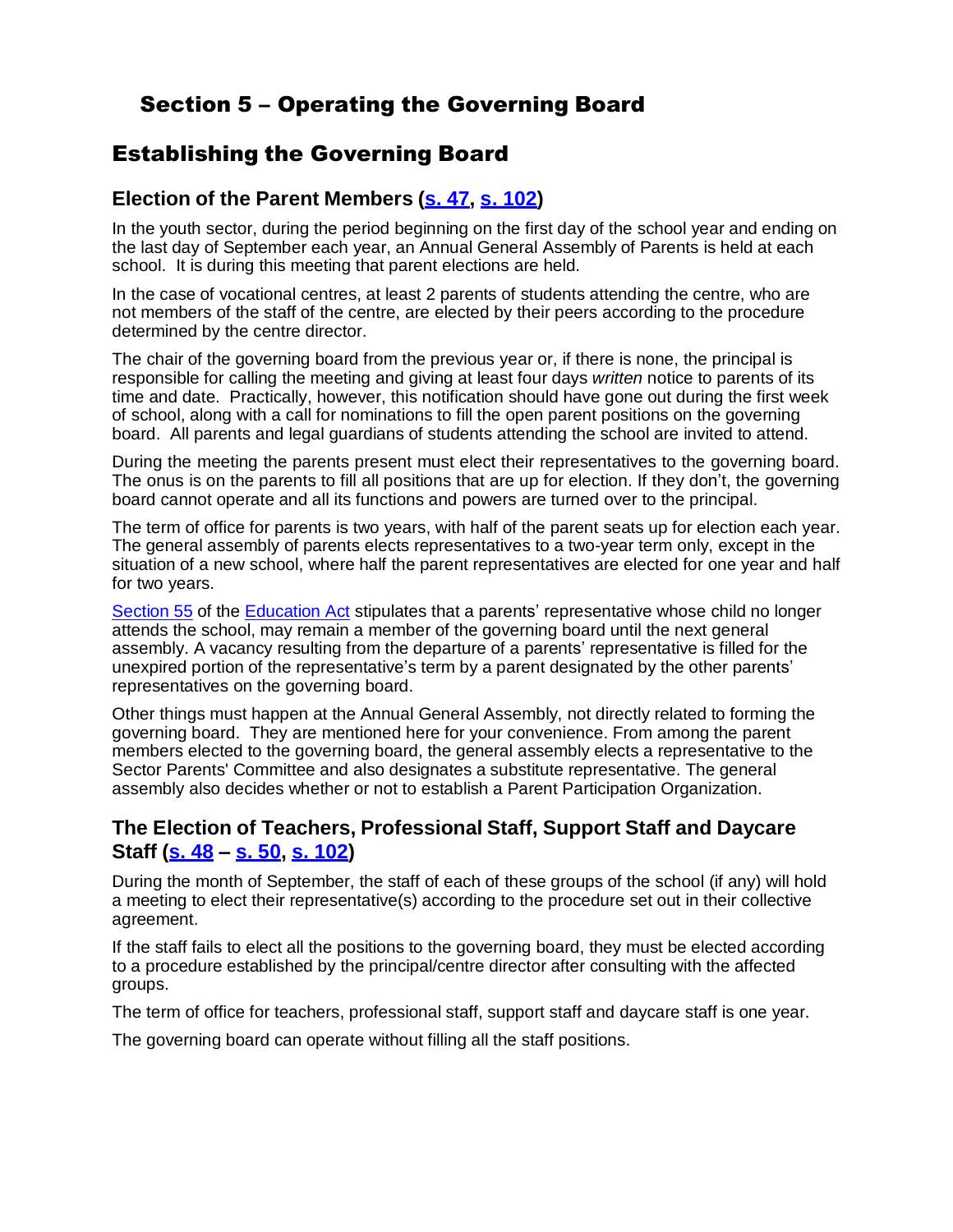# Section 5 – Operating the Governing Board

## Establishing the Governing Board

### Election of the Parent Members (s. 47, s. 102)

In the youth sector, during the period beginning on the first day of the school year and ending on the last day of September each year, an Annual General Assembly of Parents is held at each school. It is during this meeting that parent elections are held.

In the case of vocational centres, at least 2 parents of students attending the centre, who are not members of the staff of the centre, are elected by their peers according to the procedure determined by the centre director.

The chair of the governing board from the previous year or, if there is none, the principal is responsible for calling the meeting and giving at least four days *written* notice to parents of its time and date. Practically, however, this notification should have gone out during the first week of school, along with a call for nominations to fill the open parent positions on the governing board. All parents and legal guardians of students attending the school are invited to attend.

During the meeting the parents present must elect their representatives to the governing board. The onus is on the parents to fill all positions that are up for election. If they don't, the governing board cannot operate and all its functions and powers are turned over to the principal.

The term of office for parents is two years, with half of the parent seats up for election each year. The general assembly of parents elects representatives to a two-year term only, except in the situation of a new school, where half the parent representatives are elected for one year and half for two years.

Section 55 of the Education Act stipulates that a parents' representative whose child no longer attends the school, may remain a member of the governing board until the next general assembly. A vacancy resulting from the departure of a parents' representative is filled for the unexpired portion of the representative's term by a parent designated by the other parents' representatives on the governing board.

Other things must happen at the Annual General Assembly, not directly related to forming the governing board. They are mentioned here for your convenience. From among the parent members elected to the governing board, the general assembly elects a representative to the Sector Parents' Committee and also designates a substitute representative. The general assembly also decides whether or not to establish a Parent Participation Organization.

### The Election of Teachers, Professional Staff, Support Staff and Daycare Staff (s. 48 – s. 50, s. 102)

During the month of September, the staff of each of these groups of the school (if any) will hold a meeting to elect their representative(s) according to the procedure set out in their collective agreement.

If the staff fails to elect all the positions to the governing board, they must be elected according to a procedure established by the principal/centre director after consulting with the affected groups.

The term of office for teachers, professional staff, support staff and daycare staff is one year.

The governing board can operate without filling all the staff positions.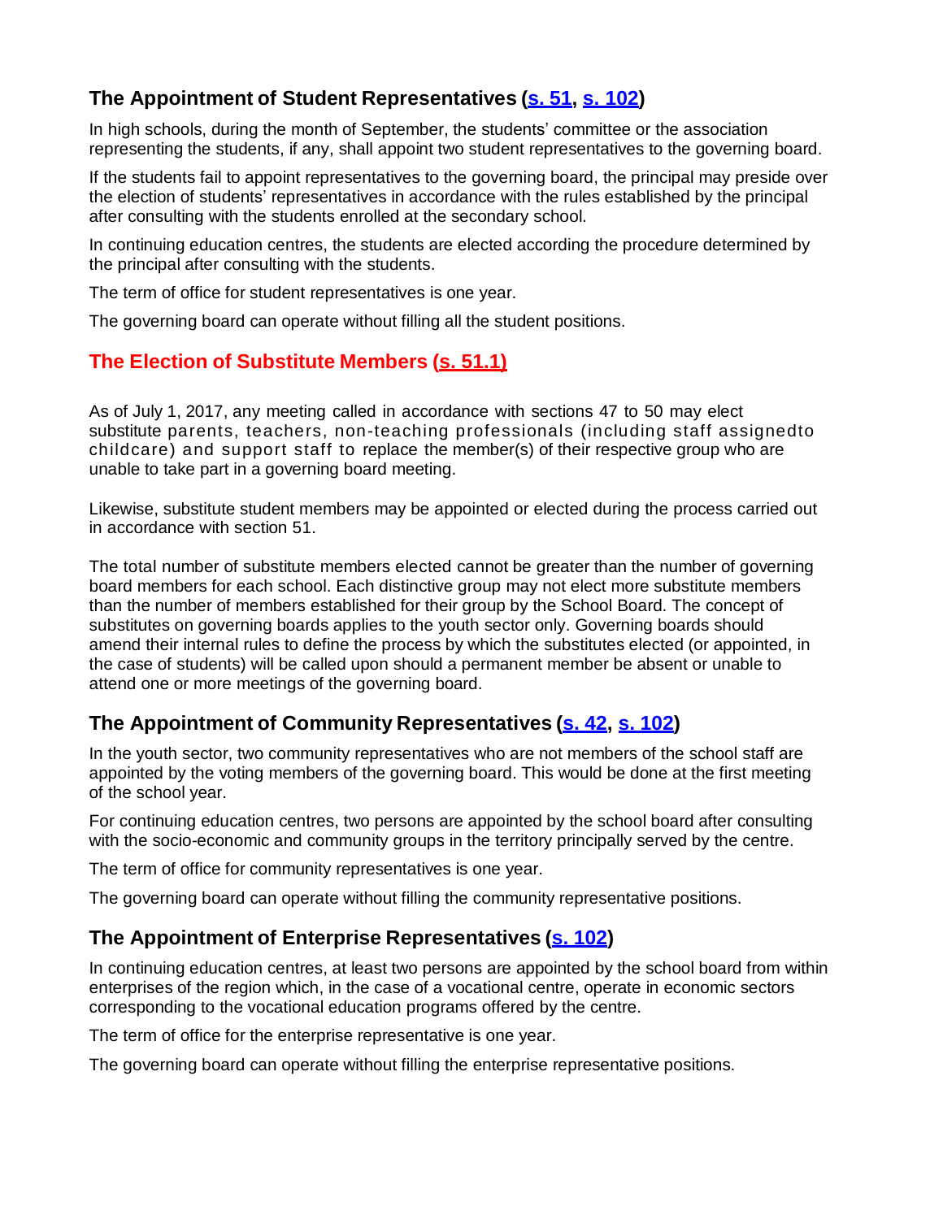## The Appointment of Student Representatives (s. 51, s. 102)

In high schools, during the month of September, the students' committee or the association representing the students, if any, shall appoint two student representatives to the governing board.

If the students fail to appoint representatives to the governing board, the principal may preside over the election of students' representatives in accordance with the rules established by the principal after consulting with the students enrolled at the secondary school.

In continuing education centres, the students are elected according the procedure determined by the principal after consulting with the students.

The term of office for student representatives is one year.

The governing board can operate without filling all the student positions.

## The Election of Substitute Members (s. 51.1)

As of July 1, 2017, any meeting called in accordance with sections 47 to 50 may elect substitute parents, teachers, non-teaching professionals (including staff assignedto childcare) and support staff to replace the member(s) of their respective group who are unable to take part in a governing board meeting.

Likewise, substitute student members may be appointed or elected during the process carried out in accordance with section 51.

The total number of substitute members elected cannot be greater than the number of governing board members for each school. Each distinctive group may not elect more substitute members than the number of members established for their group by the School Board. The concept of substitutes on governing boards applies to the youth sector only. Governing boards should amend their internal rules to define the process by which the substitutes elected (or appointed, in the case of students) will be called upon should a permanent member be absent or unable to attend one or more meetings of the governing board.

## The Appointment of Community Representatives (s. 42, s. 102)

In the youth sector, two community representatives who are not members of the school staff are appointed by the voting members of the governing board. This would be done at the first meeting of the school year.

For continuing education centres, two persons are appointed by the school board after consulting with the socio-economic and community groups in the territory principally served by the centre.

The term of office for community representatives is one year.

The governing board can operate without filling the community representative positions.

## The Appointment of Enterprise Representatives (s. 102)

In continuing education centres, at least two persons are appointed by the school board from within enterprises of the region which, in the case of a vocational centre, operate in economic sectors corresponding to the vocational education programs offered by the centre.

The term of office for the enterprise representative is one year.

The governing board can operate without filling the enterprise representative positions.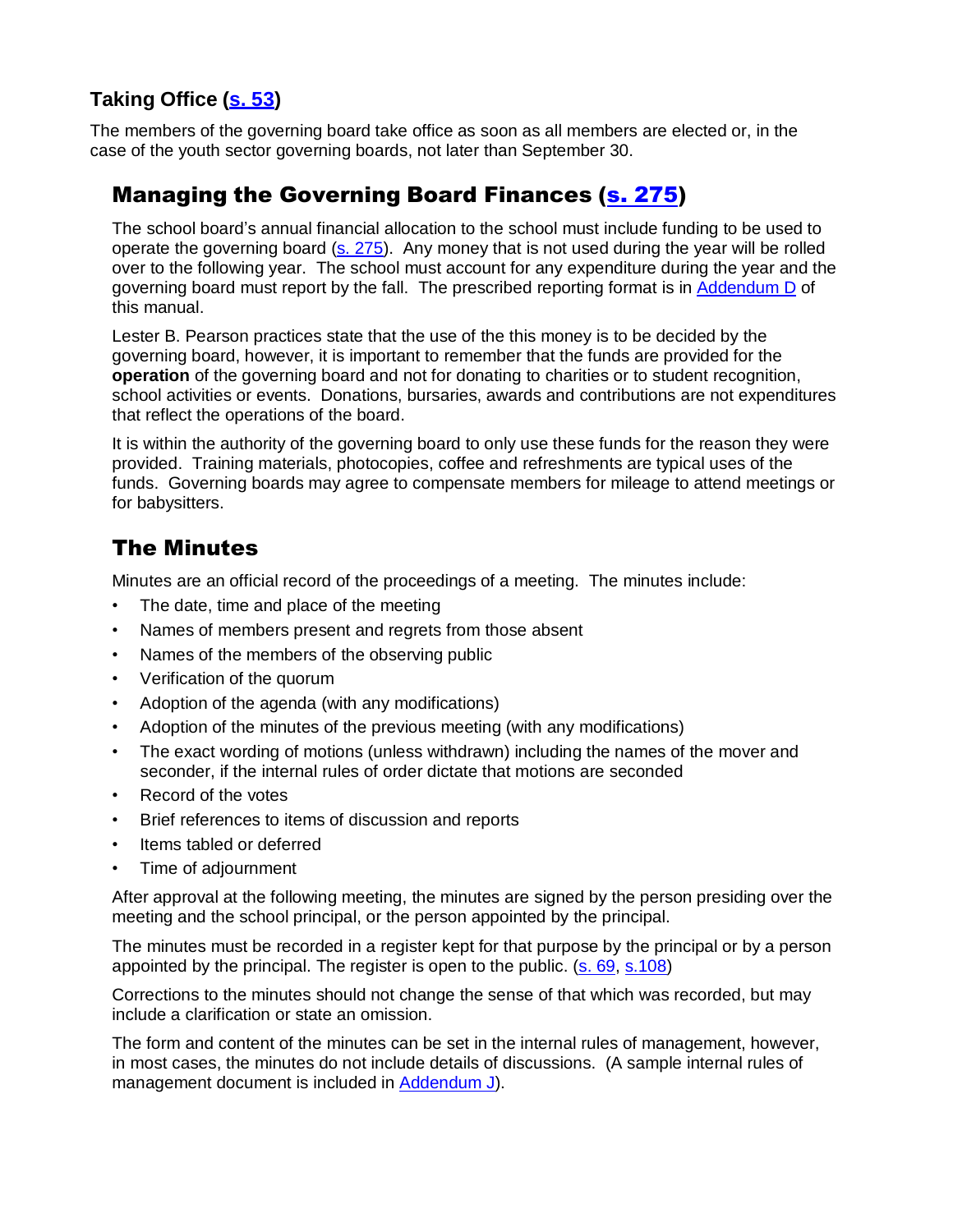### Taking Office ([s. 53](#))

The members of the governing board take office as soon as all members are elected or, in the case of the youth sector governing boards, not later than September 30.

## Managing the Governing Board Finances ([s. 275](#))

The school board's annual financial allocation to the school must include funding to be used to operate the governing board ([s. 275](#)). Any money that is not used during the year will be rolled over to the following year. The school must account for any expenditure during the year and the governing board must report by the fall. The prescribed reporting format is in [Addendum D](#) of this manual.

Lester B. Pearson practices state that the use of the this money is to be decided by the governing board, however, it is important to remember that the funds are provided for the **operation** of the governing board and not for donating to charities or to student recognition, school activities or events. Donations, bursaries, awards and contributions are not expenditures that reflect the operations of the board.

It is within the authority of the governing board to only use these funds for the reason they were provided. Training materials, photocopies, coffee and refreshments are typical uses of the funds. Governing boards may agree to compensate members for mileage to attend meetings or for babysitters.

## The Minutes

Minutes are an official record of the proceedings of a meeting. The minutes include:

- The date, time and place of the meeting
- Names of members present and regrets from those absent
- Names of the members of the observing public
- Verification of the quorum
- Adoption of the agenda (with any modifications)
- Adoption of the minutes of the previous meeting (with any modifications)
- The exact wording of motions (unless withdrawn) including the names of the mover and seconder, if the internal rules of order dictate that motions are seconded
- Record of the votes
- Brief references to items of discussion and reports
- Items tabled or deferred
- Time of adjournment

After approval at the following meeting, the minutes are signed by the person presiding over the meeting and the school principal, or the person appointed by the principal.

The minutes must be recorded in a register kept for that purpose by the principal or by a person appointed by the principal. The register is open to the public. ([s. 69](#), [s.108](#))

Corrections to the minutes should not change the sense of that which was recorded, but may include a clarification or state an omission.

The form and content of the minutes can be set in the internal rules of management, however, in most cases, the minutes do not include details of discussions. (A sample internal rules of management document is included in [Addendum J](#)).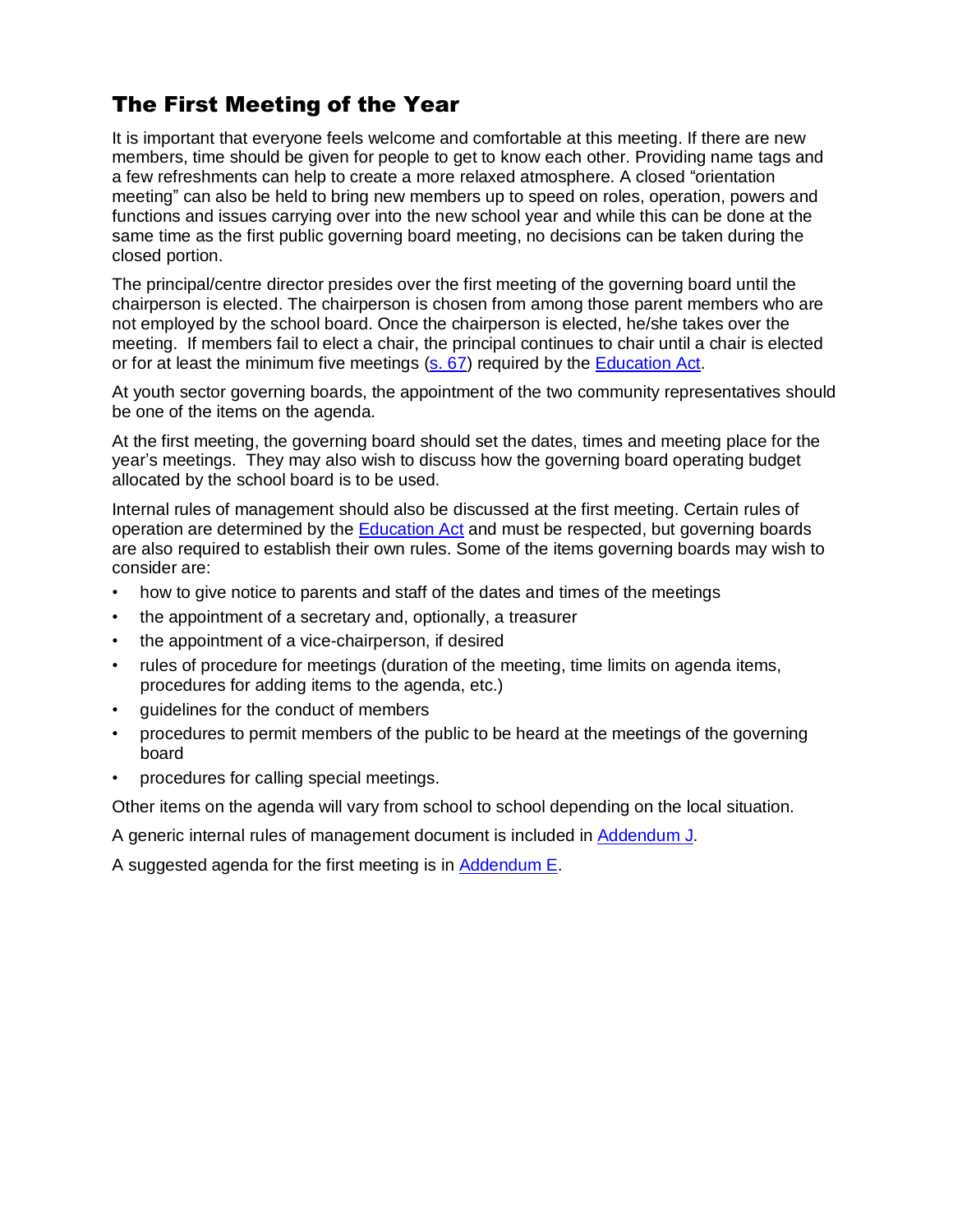## The First Meeting of the Year

It is important that everyone feels welcome and comfortable at this meeting. If there are new members, time should be given for people to get to know each other. Providing name tags and a few refreshments can help to create a more relaxed atmosphere. A closed “orientation meeting” can also be held to bring new members up to speed on roles, operation, powers and functions and issues carrying over into the new school year and while this can be done at the same time as the first public governing board meeting, no decisions can be taken during the closed portion.

The principal/centre director presides over the first meeting of the governing board until the chairperson is elected. The chairperson is chosen from among those parent members who are not employed by the school board. Once the chairperson is elected, he/she takes over the meeting. If members fail to elect a chair, the principal continues to chair until a chair is elected or for at least the minimum five meetings (s. 67) required by the Education Act.

At youth sector governing boards, the appointment of the two community representatives should be one of the items on the agenda.

At the first meeting, the governing board should set the dates, times and meeting place for the year’s meetings. They may also wish to discuss how the governing board operating budget allocated by the school board is to be used.

Internal rules of management should also be discussed at the first meeting. Certain rules of operation are determined by the Education Act and must be respected, but governing boards are also required to establish their own rules. Some of the items governing boards may wish to consider are:

- how to give notice to parents and staff of the dates and times of the meetings
- the appointment of a secretary and, optionally, a treasurer
- the appointment of a vice-chairperson, if desired
- rules of procedure for meetings (duration of the meeting, time limits on agenda items, procedures for adding items to the agenda, etc.)
- guidelines for the conduct of members
- procedures to permit members of the public to be heard at the meetings of the governing board
- procedures for calling special meetings.

Other items on the agenda will vary from school to school depending on the local situation.

A generic internal rules of management document is included in Addendum J.

A suggested agenda for the first meeting is in Addendum E.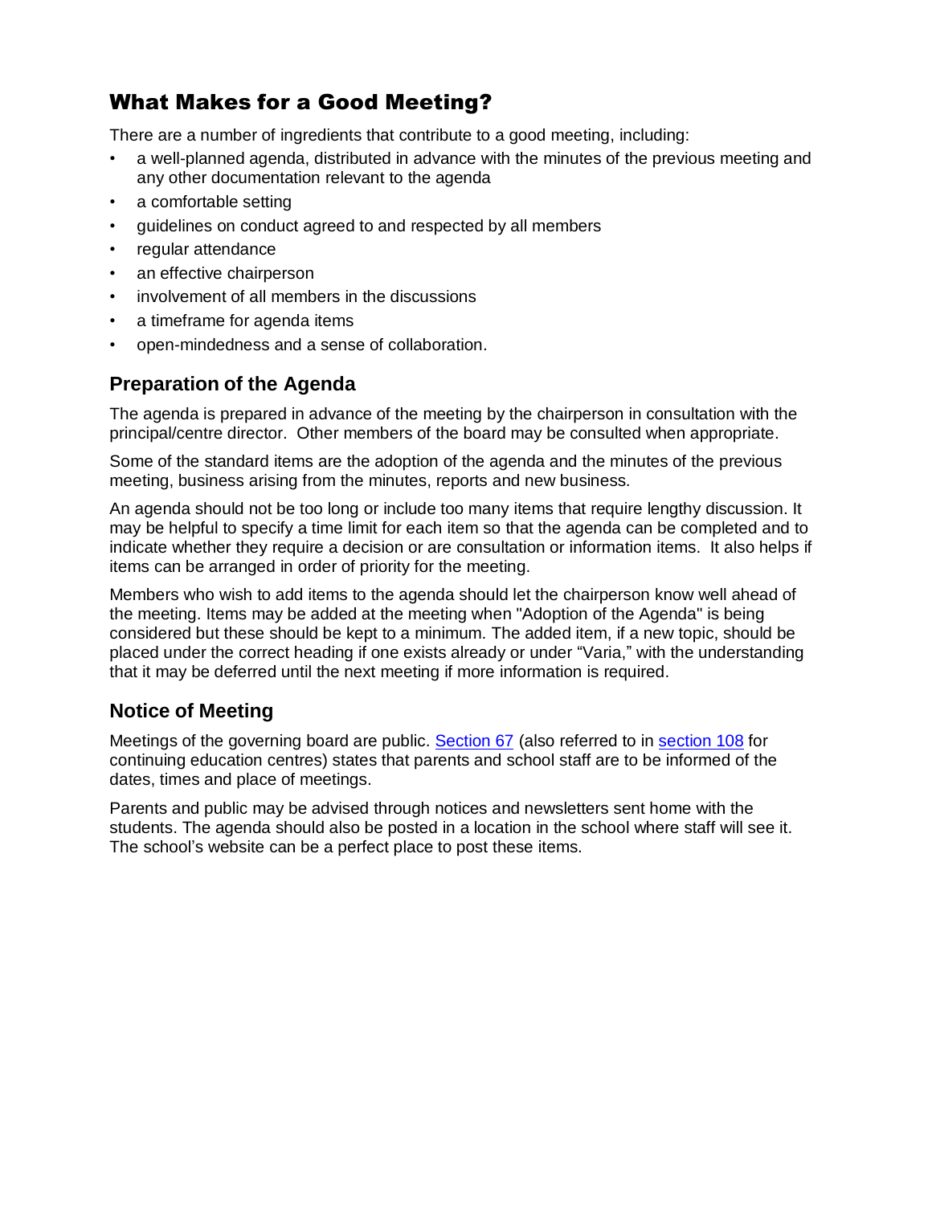## What Makes for a Good Meeting?

There are a number of ingredients that contribute to a good meeting, including:

- a well-planned agenda, distributed in advance with the minutes of the previous meeting and any other documentation relevant to the agenda
- a comfortable setting
- guidelines on conduct agreed to and respected by all members
- regular attendance
- an effective chairperson
- involvement of all members in the discussions
- a timeframe for agenda items
- open-mindedness and a sense of collaboration.

### Preparation of the Agenda

The agenda is prepared in advance of the meeting by the chairperson in consultation with the principal/centre director. Other members of the board may be consulted when appropriate.

Some of the standard items are the adoption of the agenda and the minutes of the previous meeting, business arising from the minutes, reports and new business.

An agenda should not be too long or include too many items that require lengthy discussion. It may be helpful to specify a time limit for each item so that the agenda can be completed and to indicate whether they require a decision or are consultation or information items. It also helps if items can be arranged in order of priority for the meeting.

Members who wish to add items to the agenda should let the chairperson know well ahead of the meeting. Items may be added at the meeting when "Adoption of the Agenda" is being considered but these should be kept to a minimum. The added item, if a new topic, should be placed under the correct heading if one exists already or under "Varia," with the understanding that it may be deferred until the next meeting if more information is required.

### Notice of Meeting

Meetings of the governing board are public. Section 67 (also referred to in section 108 for continuing education centres) states that parents and school staff are to be informed of the dates, times and place of meetings.

Parents and public may be advised through notices and newsletters sent home with the students. The agenda should also be posted in a location in the school where staff will see it. The school's website can be a perfect place to post these items.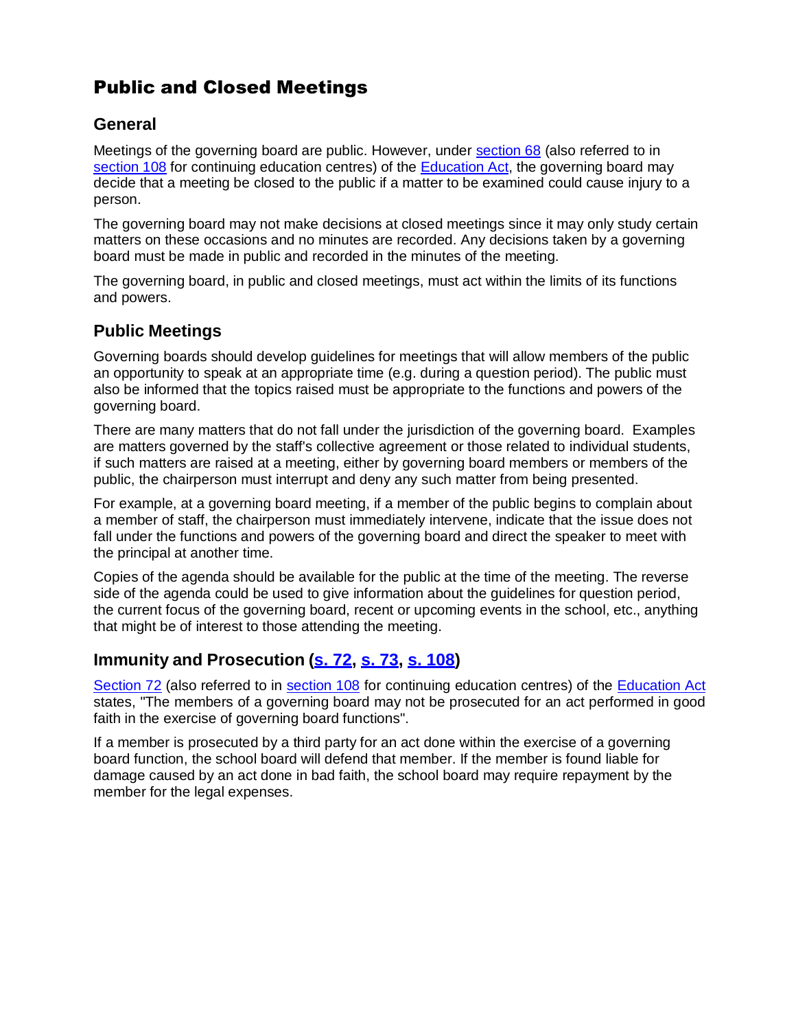# Public and Closed Meetings

## General

Meetings of the governing board are public. However, under section 68 (also referred to in section 108 for continuing education centres) of the Education Act, the governing board may decide that a meeting be closed to the public if a matter to be examined could cause injury to a person.

The governing board may not make decisions at closed meetings since it may only study certain matters on these occasions and no minutes are recorded. Any decisions taken by a governing board must be made in public and recorded in the minutes of the meeting.

The governing board, in public and closed meetings, must act within the limits of its functions and powers.

## Public Meetings

Governing boards should develop guidelines for meetings that will allow members of the public an opportunity to speak at an appropriate time (e.g. during a question period). The public must also be informed that the topics raised must be appropriate to the functions and powers of the governing board.

There are many matters that do not fall under the jurisdiction of the governing board. Examples are matters governed by the staff's collective agreement or those related to individual students, if such matters are raised at a meeting, either by governing board members or members of the public, the chairperson must interrupt and deny any such matter from being presented.

For example, at a governing board meeting, if a member of the public begins to complain about a member of staff, the chairperson must immediately intervene, indicate that the issue does not fall under the functions and powers of the governing board and direct the speaker to meet with the principal at another time.

Copies of the agenda should be available for the public at the time of the meeting. The reverse side of the agenda could be used to give information about the guidelines for question period, the current focus of the governing board, recent or upcoming events in the school, etc., anything that might be of interest to those attending the meeting.

## Immunity and Prosecution (s. 72, s. 73, s. 108)

Section 72 (also referred to in section 108 for continuing education centres) of the Education Act states, "The members of a governing board may not be prosecuted for an act performed in good faith in the exercise of governing board functions".

If a member is prosecuted by a third party for an act done within the exercise of a governing board function, the school board will defend that member. If the member is found liable for damage caused by an act done in bad faith, the school board may require repayment by the member for the legal expenses.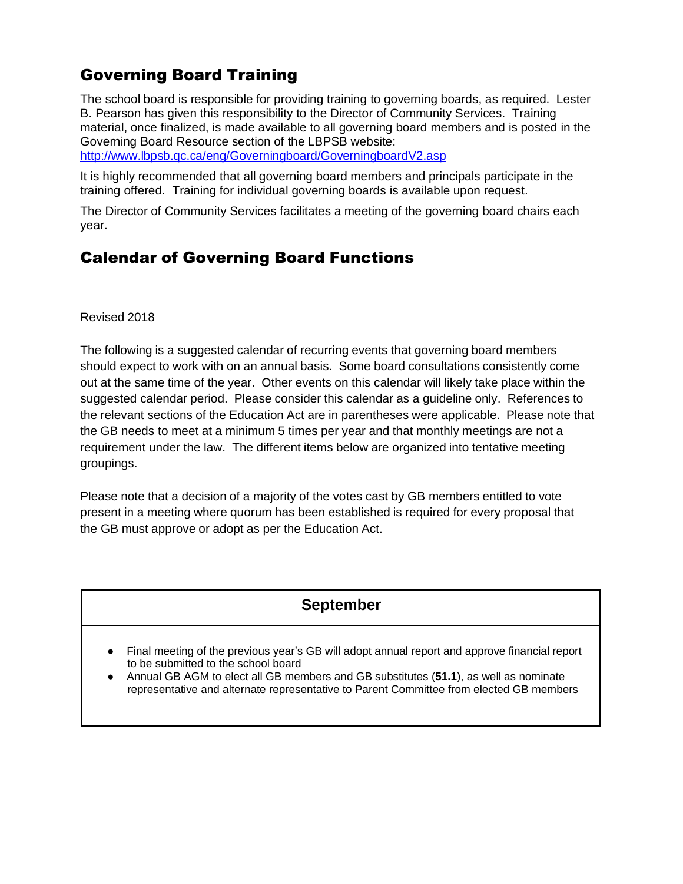## Governing Board Training

The school board is responsible for providing training to governing boards, as required. Lester B. Pearson has given this responsibility to the Director of Community Services. Training material, once finalized, is made available to all governing board members and is posted in the Governing Board Resource section of the LBPSB website: http://www.lbpsb.qc.ca/eng/Governingboard/GoverningboardV2.asp

It is highly recommended that all governing board members and principals participate in the training offered. Training for individual governing boards is available upon request.

The Director of Community Services facilitates a meeting of the governing board chairs each year.

## Calendar of Governing Board Functions

Revised 2018

The following is a suggested calendar of recurring events that governing board members should expect to work with on an annual basis. Some board consultations consistently come out at the same time of the year. Other events on this calendar will likely take place within the suggested calendar period. Please consider this calendar as a guideline only. References to the relevant sections of the Education Act are in parentheses were applicable. Please note that the GB needs to meet at a minimum 5 times per year and that monthly meetings are not a requirement under the law. The different items below are organized into tentative meeting groupings.

Please note that a decision of a majority of the votes cast by GB members entitled to vote present in a meeting where quorum has been established is required for every proposal that the GB must approve or adopt as per the Education Act.

| September |
| --- |
| • Final meeting of the previous year's GB will adopt annual report and approve financial report to be submitted to the school board<br>• Annual GB AGM to elect all GB members and GB substitutes (**51.1**), as well as nominate representative and alternate representative to Parent Committee from elected GB members |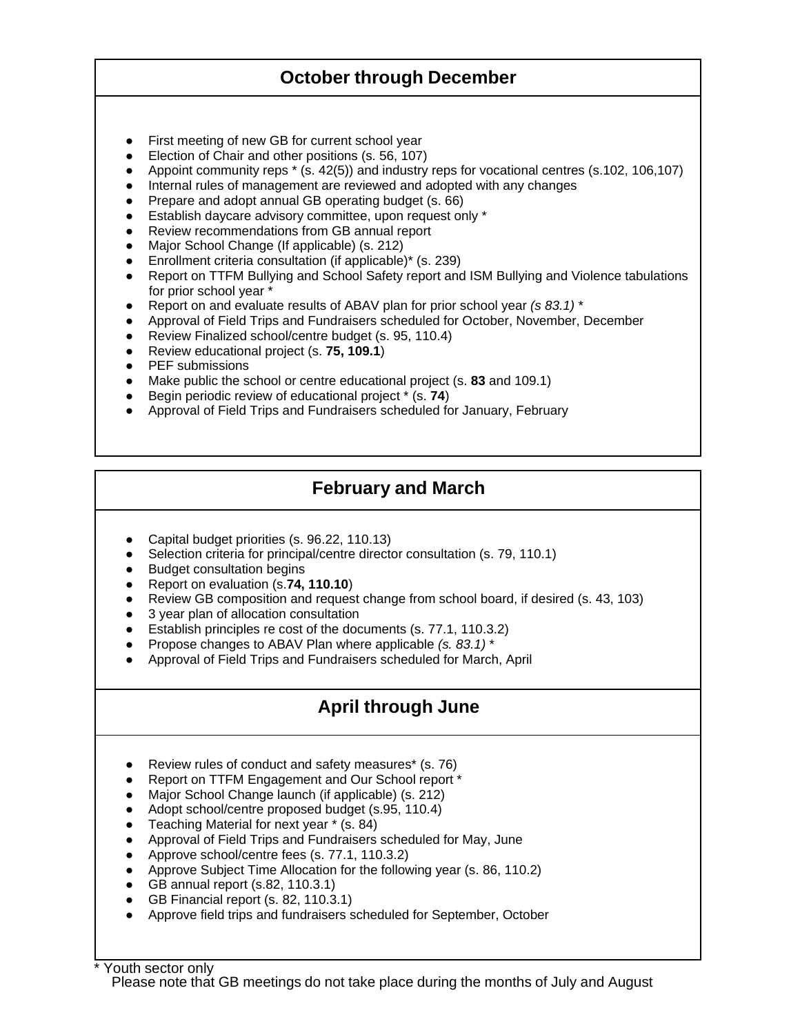## October through December

- First meeting of new GB for current school year
- Election of Chair and other positions (s. 56, 107)
- Appoint community reps * (s. 42(5)) and industry reps for vocational centres (s.102, 106,107)
- Internal rules of management are reviewed and adopted with any changes
- Prepare and adopt annual GB operating budget (s. 66)
- Establish daycare advisory committee, upon request only *
- Review recommendations from GB annual report
- Major School Change (If applicable) (s. 212)
- Enrollment criteria consultation (if applicable)* (s. 239)
- Report on TTFM Bullying and School Safety report and ISM Bullying and Violence tabulations for prior school year *
- Report on and evaluate results of ABAV plan for prior school year *(s 83.1)* *
- Approval of Field Trips and Fundraisers scheduled for October, November, December
- Review Finalized school/centre budget (s. 95, 110.4)
- Review educational project (s. **75, 109.1**)
- PEF submissions
- Make public the school or centre educational project (s. **83** and 109.1)
- Begin periodic review of educational project * (s. **74**)
- Approval of Field Trips and Fundraisers scheduled for January, February

## February and March

- Capital budget priorities (s. 96.22, 110.13)
- Selection criteria for principal/centre director consultation (s. 79, 110.1)
- Budget consultation begins
- Report on evaluation (s.**74, 110.10**)
- Review GB composition and request change from school board, if desired (s. 43, 103)
- 3 year plan of allocation consultation
- Establish principles re cost of the documents (s. 77.1, 110.3.2)
- Propose changes to ABAV Plan where applicable *(s. 83.1)* *
- Approval of Field Trips and Fundraisers scheduled for March, April

## April through June

- Review rules of conduct and safety measures* (s. 76)
- Report on TTFM Engagement and Our School report *
- Major School Change launch (if applicable) (s. 212)
- Adopt school/centre proposed budget (s.95, 110.4)
- Teaching Material for next year * (s. 84)
- Approval of Field Trips and Fundraisers scheduled for May, June
- Approve school/centre fees (s. 77.1, 110.3.2)
- Approve Subject Time Allocation for the following year (s. 86, 110.2)
- GB annual report (s.82, 110.3.1)
- GB Financial report (s. 82, 110.3.1)
- Approve field trips and fundraisers scheduled for September, October

* Youth sector only

Please note that GB meetings do not take place during the months of July and August